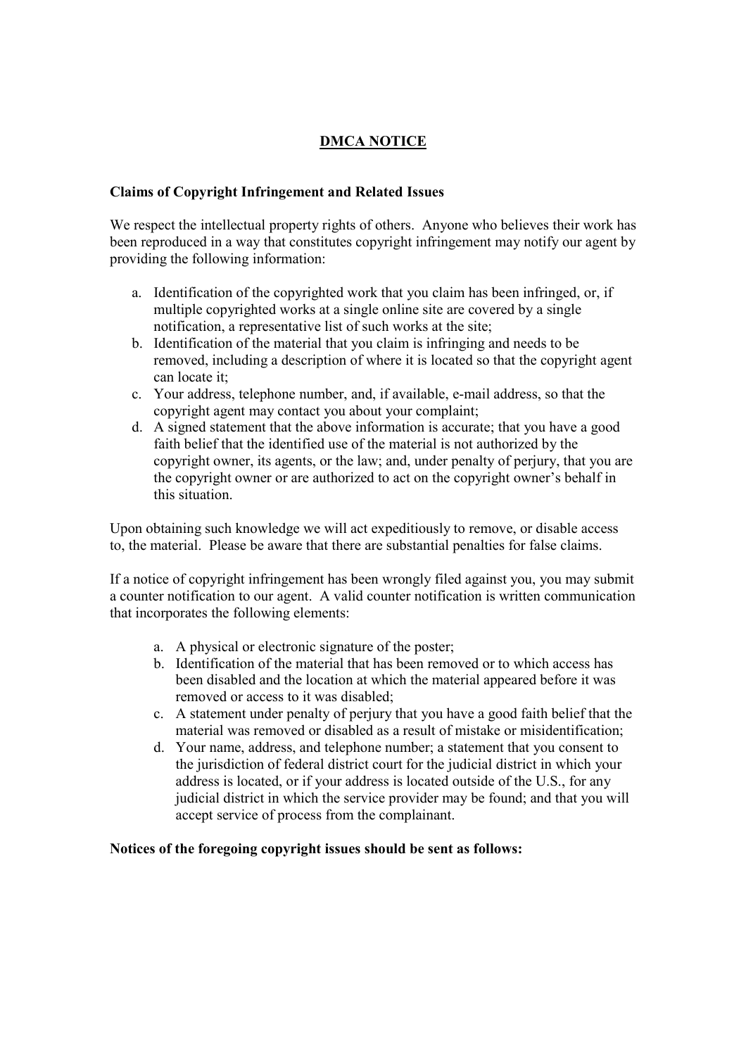# DMCA NOTICE

**Claims of Copyright Infringement and Related Issues**

We respect the intellectual property rights of others. Anyone who believes their work has been reproduced in a way that constitutes copyright infringement may notify our agent by providing the following information:

a. Identification of the copyrighted work that you claim has been infringed, or, if multiple copyrighted works at a single online site are covered by a single notification, a representative list of such works at the site;
b. Identification of the material that you claim is infringing and needs to be removed, including a description of where it is located so that the copyright agent can locate it;
c. Your address, telephone number, and, if available, e-mail address, so that the copyright agent may contact you about your complaint;
d. A signed statement that the above information is accurate; that you have a good faith belief that the identified use of the material is not authorized by the copyright owner, its agents, or the law; and, under penalty of perjury, that you are the copyright owner or are authorized to act on the copyright owner's behalf in this situation.

Upon obtaining such knowledge we will act expeditiously to remove, or disable access to, the material. Please be aware that there are substantial penalties for false claims.

If a notice of copyright infringement has been wrongly filed against you, you may submit a counter notification to our agent. A valid counter notification is written communication that incorporates the following elements:

a. A physical or electronic signature of the poster;
b. Identification of the material that has been removed or to which access has been disabled and the location at which the material appeared before it was removed or access to it was disabled;
c. A statement under penalty of perjury that you have a good faith belief that the material was removed or disabled as a result of mistake or misidentification;
d. Your name, address, and telephone number; a statement that you consent to the jurisdiction of federal district court for the judicial district in which your address is located, or if your address is located outside of the U.S., for any judicial district in which the service provider may be found; and that you will accept service of process from the complainant.

**Notices of the foregoing copyright issues should be sent as follows:**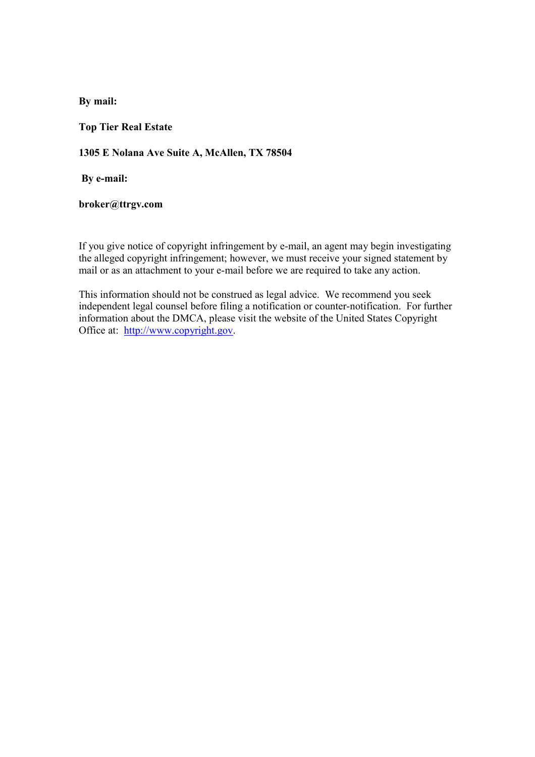**By mail:**

**Top Tier Real Estate**

**1305 E Nolana Ave Suite A, McAllen, TX 78504**

**By e-mail:**

**broker@ttrgv.com**

If you give notice of copyright infringement by e-mail, an agent may begin investigating the alleged copyright infringement; however, we must receive your signed statement by mail or as an attachment to your e-mail before we are required to take any action.

This information should not be construed as legal advice. We recommend you seek independent legal counsel before filing a notification or counter-notification. For further information about the DMCA, please visit the website of the United States Copyright Office at: [http://www.copyright.gov](http://www.copyright.gov).